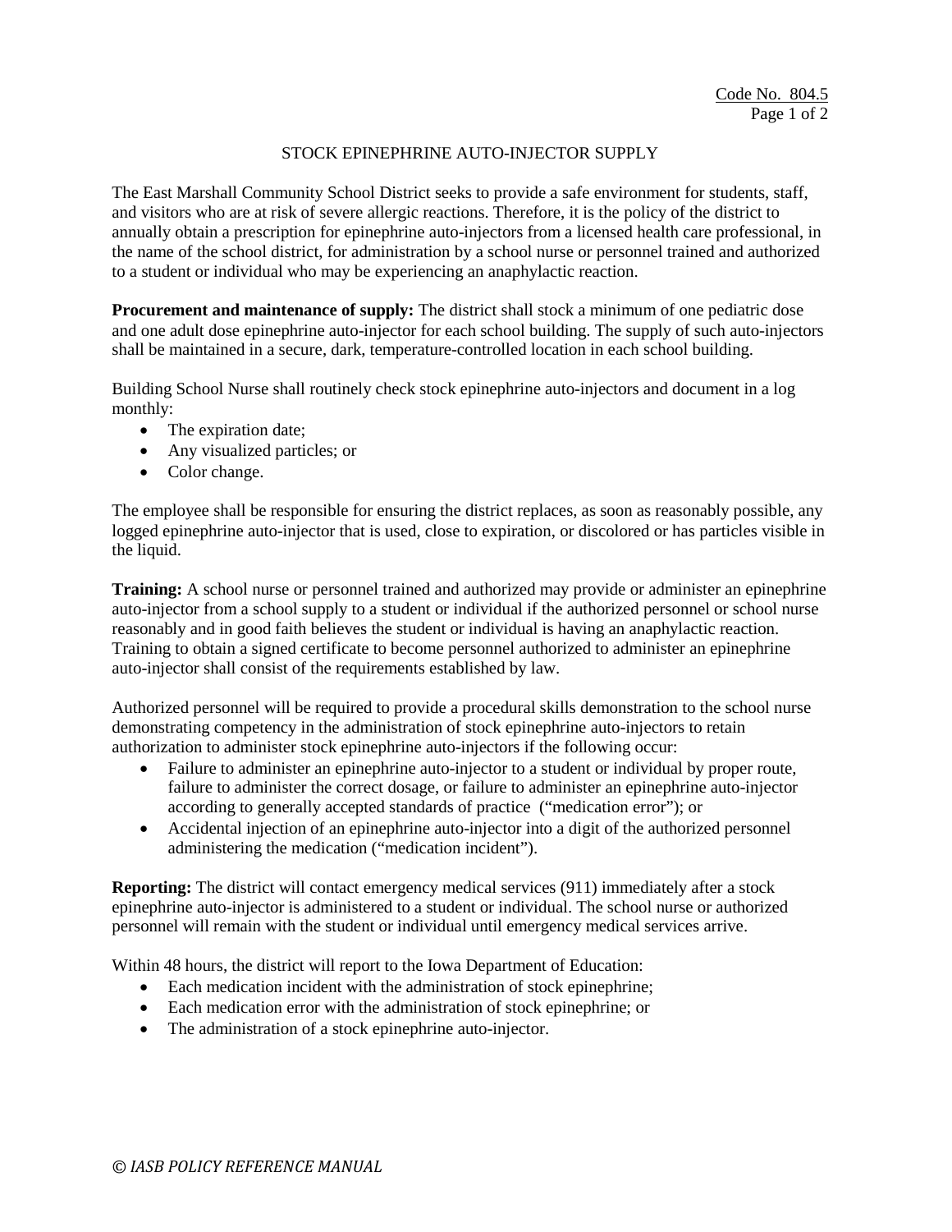Code No. 804.5

# STOCK EPINEPHRINE AUTO-INJECTOR SUPPLY

The East Marshall Community School District seeks to provide a safe environment for students, staff, and visitors who are at risk of severe allergic reactions. Therefore, it is the policy of the district to annually obtain a prescription for epinephrine auto-injectors from a licensed health care professional, in the name of the school district, for administration by a school nurse or personnel trained and authorized to a student or individual who may be experiencing an anaphylactic reaction.

**Procurement and maintenance of supply:** The district shall stock a minimum of one pediatric dose and one adult dose epinephrine auto-injector for each school building. The supply of such auto-injectors shall be maintained in a secure, dark, temperature-controlled location in each school building.

Building School Nurse shall routinely check stock epinephrine auto-injectors and document in a log monthly:

- The expiration date;
- Any visualized particles; or
- Color change.

The employee shall be responsible for ensuring the district replaces, as soon as reasonably possible, any logged epinephrine auto-injector that is used, close to expiration, or discolored or has particles visible in the liquid.

**Training:** A school nurse or personnel trained and authorized may provide or administer an epinephrine auto-injector from a school supply to a student or individual if the authorized personnel or school nurse reasonably and in good faith believes the student or individual is having an anaphylactic reaction. Training to obtain a signed certificate to become personnel authorized to administer an epinephrine auto-injector shall consist of the requirements established by law.

Authorized personnel will be required to provide a procedural skills demonstration to the school nurse demonstrating competency in the administration of stock epinephrine auto-injectors to retain authorization to administer stock epinephrine auto-injectors if the following occur:

- Failure to administer an epinephrine auto-injector to a student or individual by proper route, failure to administer the correct dosage, or failure to administer an epinephrine auto-injector according to generally accepted standards of practice ("medication error"); or
- Accidental injection of an epinephrine auto-injector into a digit of the authorized personnel administering the medication ("medication incident").

**Reporting:** The district will contact emergency medical services (911) immediately after a stock epinephrine auto-injector is administered to a student or individual. The school nurse or authorized personnel will remain with the student or individual until emergency medical services arrive.

Within 48 hours, the district will report to the Iowa Department of Education:

- Each medication incident with the administration of stock epinephrine;
- Each medication error with the administration of stock epinephrine; or
- The administration of a stock epinephrine auto-injector.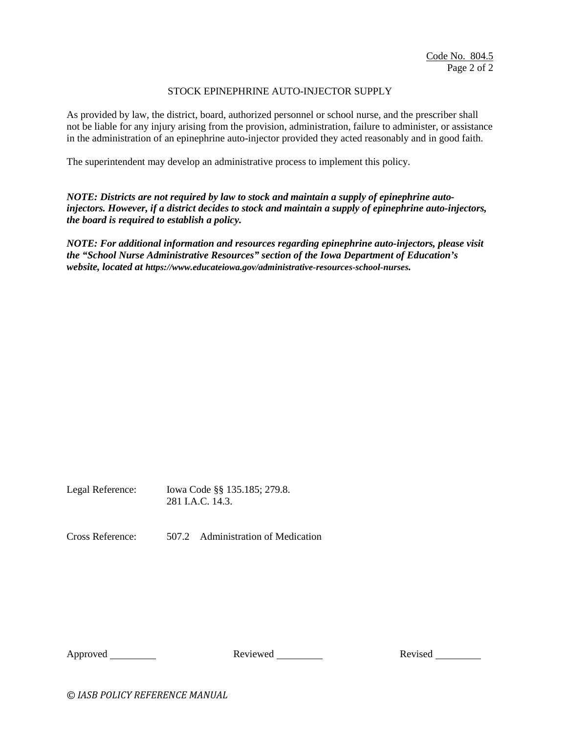STOCK EPINEPHRINE AUTO-INJECTOR SUPPLY

As provided by law, the district, board, authorized personnel or school nurse, and the prescriber shall not be liable for any injury arising from the provision, administration, failure to administer, or assistance in the administration of an epinephrine auto-injector provided they acted reasonably and in good faith.

The superintendent may develop an administrative process to implement this policy.

***NOTE: Districts are not required by law to stock and maintain a supply of epinephrine auto-injectors. However, if a district decides to stock and maintain a supply of epinephrine auto-injectors, the board is required to establish a policy.***

***NOTE: For additional information and resources regarding epinephrine auto-injectors, please visit the "School Nurse Administrative Resources" section of the Iowa Department of Education's website, located at https://www.educateiowa.gov/administrative-resources-school-nurses.***

Legal Reference: Iowa Code §§ 135.185; 279.8.
281 I.A.C. 14.3.

Cross Reference: 507.2 Administration of Medication

Approved \_\_\_\_\_\_\_\_\_ Reviewed \_\_\_\_\_\_\_\_\_ Revised \_\_\_\_\_\_\_\_\_

© *IASB POLICY REFERENCE MANUAL*